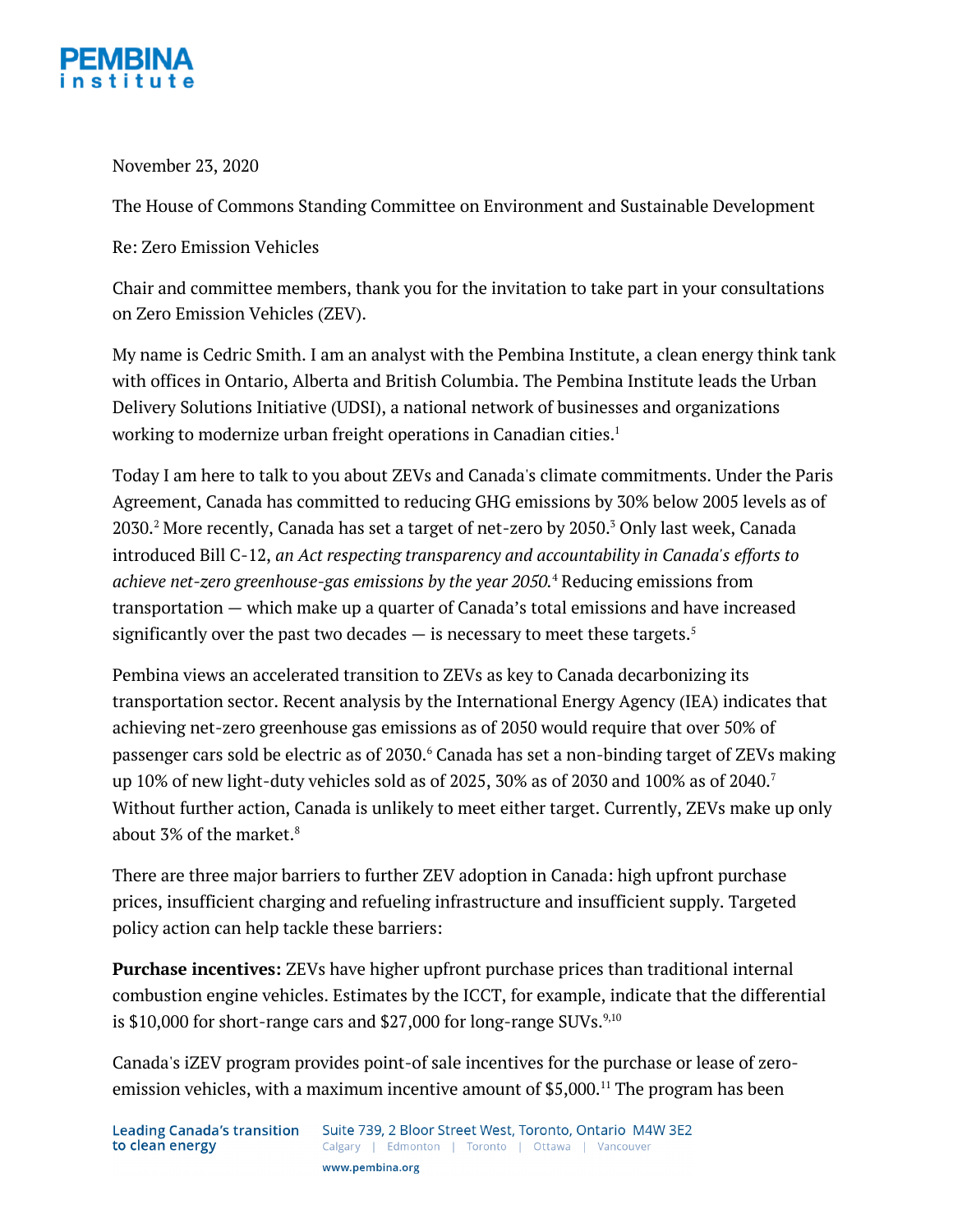November 23, 2020

The House of Commons Standing Committee on Environment and Sustainable Development

Re: Zero Emission Vehicles

Chair and committee members, thank you for the invitation to take part in your consultations on Zero Emission Vehicles (ZEV).

My name is Cedric Smith. I am an analyst with the Pembina Institute, a clean energy think tank with offices in Ontario, Alberta and British Columbia. The Pembina Institute leads the Urban Delivery Solutions Initiative (UDSI), a national network of businesses and organizations working to modernize urban freight operations in Canadian cities.[1]

Today I am here to talk to you about ZEVs and Canada's climate commitments. Under the Paris Agreement, Canada has committed to reducing GHG emissions by 30% below 2005 levels as of 2030.[2] More recently, Canada has set a target of net-zero by 2050.[3] Only last week, Canada introduced Bill C-12, *an Act respecting transparency and accountability in Canada's efforts to achieve net-zero greenhouse-gas emissions by the year 2050.*[4] Reducing emissions from transportation — which make up a quarter of Canada's total emissions and have increased significantly over the past two decades — is necessary to meet these targets.[5]

Pembina views an accelerated transition to ZEVs as key to Canada decarbonizing its transportation sector. Recent analysis by the International Energy Agency (IEA) indicates that achieving net-zero greenhouse gas emissions as of 2050 would require that over 50% of passenger cars sold be electric as of 2030.[6] Canada has set a non-binding target of ZEVs making up 10% of new light-duty vehicles sold as of 2025, 30% as of 2030 and 100% as of 2040.[7] Without further action, Canada is unlikely to meet either target. Currently, ZEVs make up only about 3% of the market.[8]

There are three major barriers to further ZEV adoption in Canada: high upfront purchase prices, insufficient charging and refueling infrastructure and insufficient supply. Targeted policy action can help tackle these barriers:

**Purchase incentives:** ZEVs have higher upfront purchase prices than traditional internal combustion engine vehicles. Estimates by the ICCT, for example, indicate that the differential is $10,000 for short-range cars and $27,000 for long-range SUVs.[9,10]

Canada's iZEV program provides point-of sale incentives for the purchase or lease of zero-emission vehicles, with a maximum incentive amount of $5,000.[11] The program has been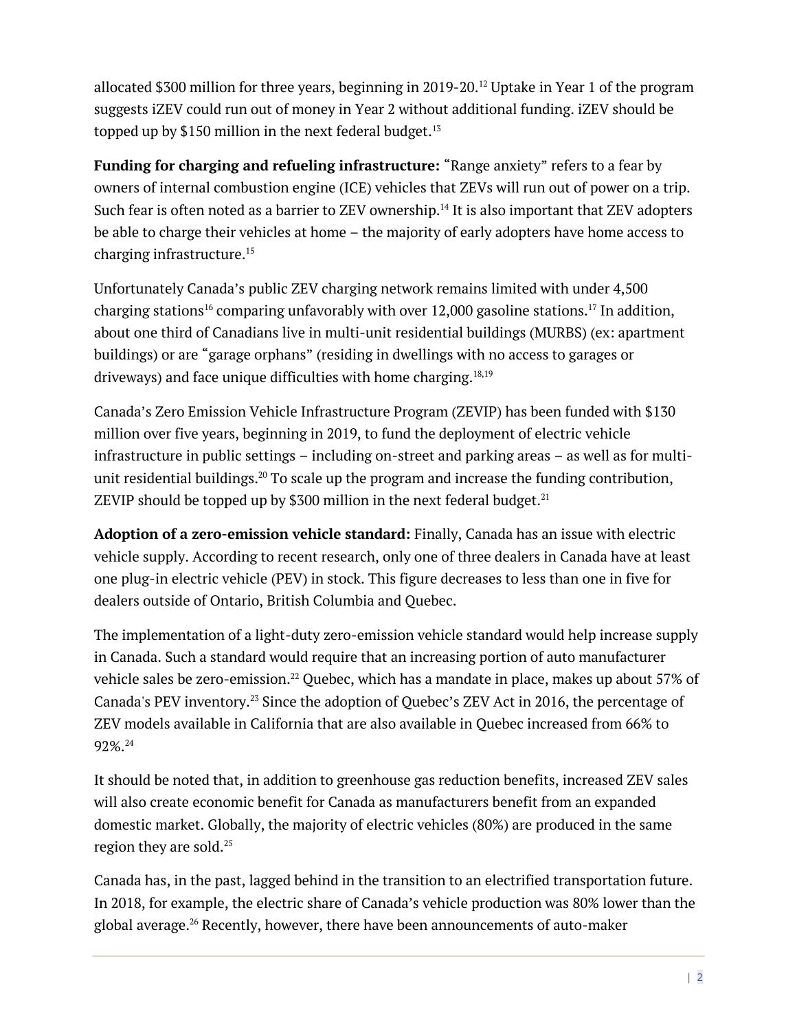allocated $300 million for three years, beginning in 2019-20.[12] Uptake in Year 1 of the program suggests iZEV could run out of money in Year 2 without additional funding. iZEV should be topped up by $150 million in the next federal budget.[13]

**Funding for charging and refueling infrastructure:** "Range anxiety" refers to a fear by owners of internal combustion engine (ICE) vehicles that ZEVs will run out of power on a trip. Such fear is often noted as a barrier to ZEV ownership.[14] It is also important that ZEV adopters be able to charge their vehicles at home – the majority of early adopters have home access to charging infrastructure.[15]

Unfortunately Canada's public ZEV charging network remains limited with under 4,500 charging stations[16] comparing unfavorably with over 12,000 gasoline stations.[17] In addition, about one third of Canadians live in multi-unit residential buildings (MURBS) (ex: apartment buildings) or are "garage orphans" (residing in dwellings with no access to garages or driveways) and face unique difficulties with home charging.[18,19]

Canada's Zero Emission Vehicle Infrastructure Program (ZEVIP) has been funded with $130 million over five years, beginning in 2019, to fund the deployment of electric vehicle infrastructure in public settings – including on-street and parking areas – as well as for multi-unit residential buildings.[20] To scale up the program and increase the funding contribution, ZEVIP should be topped up by $300 million in the next federal budget.[21]

**Adoption of a zero-emission vehicle standard:** Finally, Canada has an issue with electric vehicle supply. According to recent research, only one of three dealers in Canada have at least one plug-in electric vehicle (PEV) in stock. This figure decreases to less than one in five for dealers outside of Ontario, British Columbia and Quebec.

The implementation of a light-duty zero-emission vehicle standard would help increase supply in Canada. Such a standard would require that an increasing portion of auto manufacturer vehicle sales be zero-emission.[22] Quebec, which has a mandate in place, makes up about 57% of Canada's PEV inventory.[23] Since the adoption of Quebec's ZEV Act in 2016, the percentage of ZEV models available in California that are also available in Quebec increased from 66% to 92%.[24]

It should be noted that, in addition to greenhouse gas reduction benefits, increased ZEV sales will also create economic benefit for Canada as manufacturers benefit from an expanded domestic market. Globally, the majority of electric vehicles (80%) are produced in the same region they are sold.[25]

Canada has, in the past, lagged behind in the transition to an electrified transportation future. In 2018, for example, the electric share of Canada's vehicle production was 80% lower than the global average.[26] Recently, however, there have been announcements of auto-maker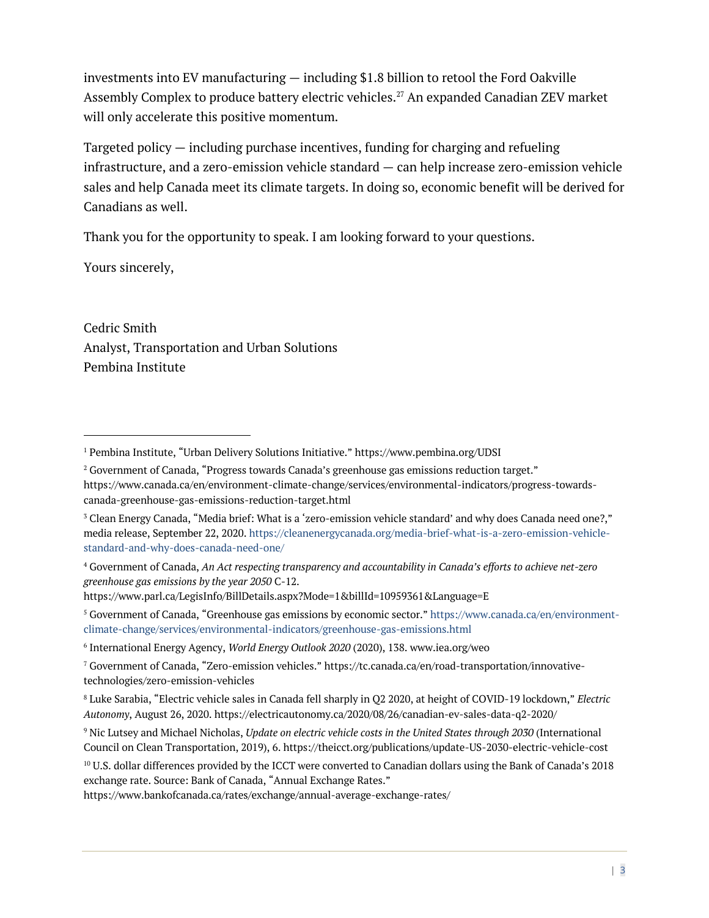investments into EV manufacturing — including $1.8 billion to retool the Ford Oakville Assembly Complex to produce battery electric vehicles.[27] An expanded Canadian ZEV market will only accelerate this positive momentum.

Targeted policy — including purchase incentives, funding for charging and refueling infrastructure, and a zero-emission vehicle standard — can help increase zero-emission vehicle sales and help Canada meet its climate targets. In doing so, economic benefit will be derived for Canadians as well.

Thank you for the opportunity to speak. I am looking forward to your questions.

Yours sincerely,

Cedric Smith
Analyst, Transportation and Urban Solutions
Pembina Institute

---

[1] Pembina Institute, "Urban Delivery Solutions Initiative." https://www.pembina.org/UDSI

[2] Government of Canada, "Progress towards Canada's greenhouse gas emissions reduction target." https://www.canada.ca/en/environment-climate-change/services/environmental-indicators/progress-towards-canada-greenhouse-gas-emissions-reduction-target.html

[3] Clean Energy Canada, "Media brief: What is a 'zero-emission vehicle standard' and why does Canada need one?," media release, September 22, 2020. https://cleanenergycanada.org/media-brief-what-is-a-zero-emission-vehicle-standard-and-why-does-canada-need-one/

[4] Government of Canada, *An Act respecting transparency and accountability in Canada's efforts to achieve net-zero greenhouse gas emissions by the year 2050* C-12. https://www.parl.ca/LegisInfo/BillDetails.aspx?Mode=1&billId=10959361&Language=E

[5] Government of Canada, "Greenhouse gas emissions by economic sector." https://www.canada.ca/en/environment-climate-change/services/environmental-indicators/greenhouse-gas-emissions.html

[6] International Energy Agency, *World Energy Outlook 2020* (2020), 138. www.iea.org/weo

[7] Government of Canada, "Zero-emission vehicles." https://tc.canada.ca/en/road-transportation/innovative-technologies/zero-emission-vehicles

[8] Luke Sarabia, "Electric vehicle sales in Canada fell sharply in Q2 2020, at height of COVID-19 lockdown," *Electric Autonomy*, August 26, 2020. https://electricautonomy.ca/2020/08/26/canadian-ev-sales-data-q2-2020/

[9] Nic Lutsey and Michael Nicholas, *Update on electric vehicle costs in the United States through 2030* (International Council on Clean Transportation, 2019), 6. https://theicct.org/publications/update-US-2030-electric-vehicle-cost

[10] U.S. dollar differences provided by the ICCT were converted to Canadian dollars using the Bank of Canada's 2018 exchange rate. Source: Bank of Canada, "Annual Exchange Rates." https://www.bankofcanada.ca/rates/exchange/annual-average-exchange-rates/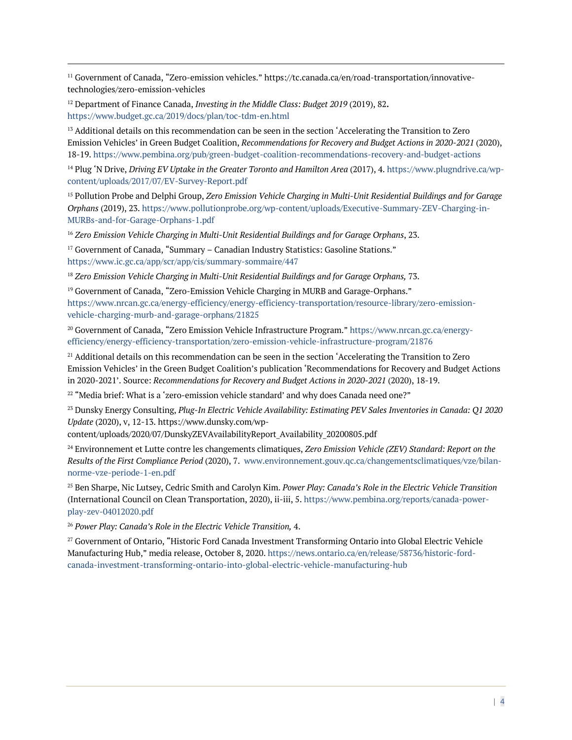[11] Government of Canada, "Zero-emission vehicles." https://tc.canada.ca/en/road-transportation/innovative-technologies/zero-emission-vehicles

[12] Department of Finance Canada, *Investing in the Middle Class: Budget 2019* (2019), 82. https://www.budget.gc.ca/2019/docs/plan/toc-tdm-en.html

[13] Additional details on this recommendation can be seen in the section 'Accelerating the Transition to Zero Emission Vehicles' in Green Budget Coalition, *Recommendations for Recovery and Budget Actions in 2020-2021* (2020), 18-19. https://www.pembina.org/pub/green-budget-coalition-recommendations-recovery-and-budget-actions

[14] Plug 'N Drive, *Driving EV Uptake in the Greater Toronto and Hamilton Area* (2017), 4. https://www.plugndrive.ca/wp-content/uploads/2017/07/EV-Survey-Report.pdf

[15] Pollution Probe and Delphi Group, *Zero Emission Vehicle Charging in Multi-Unit Residential Buildings and for Garage Orphans* (2019), 23. https://www.pollutionprobe.org/wp-content/uploads/Executive-Summary-ZEV-Charging-in-MURBs-and-for-Garage-Orphans-1.pdf

[16] *Zero Emission Vehicle Charging in Multi-Unit Residential Buildings and for Garage Orphans*, 23.

[17] Government of Canada, "Summary – Canadian Industry Statistics: Gasoline Stations." https://www.ic.gc.ca/app/scr/app/cis/summary-sommaire/447

[18] *Zero Emission Vehicle Charging in Multi-Unit Residential Buildings and for Garage Orphans,* 73.

[19] Government of Canada, "Zero-Emission Vehicle Charging in MURB and Garage-Orphans." https://www.nrcan.gc.ca/energy-efficiency/energy-efficiency-transportation/resource-library/zero-emission-vehicle-charging-murb-and-garage-orphans/21825

[20] Government of Canada, "Zero Emission Vehicle Infrastructure Program." https://www.nrcan.gc.ca/energy-efficiency/energy-efficiency-transportation/zero-emission-vehicle-infrastructure-program/21876

[21] Additional details on this recommendation can be seen in the section 'Accelerating the Transition to Zero Emission Vehicles' in the Green Budget Coalition's publication 'Recommendations for Recovery and Budget Actions in 2020-2021'. Source: *Recommendations for Recovery and Budget Actions in 2020-2021* (2020), 18-19.

[22] "Media brief: What is a 'zero-emission vehicle standard' and why does Canada need one?"

[23] Dunsky Energy Consulting, *Plug-In Electric Vehicle Availability: Estimating PEV Sales Inventories in Canada: Q1 2020 Update* (2020), v, 12-13. https://www.dunsky.com/wp-content/uploads/2020/07/DunskyZEVAvailabilityReport_Availability_20200805.pdf

[24] Environnement et Lutte contre les changements climatiques, *Zero Emission Vehicle (ZEV) Standard: Report on the Results of the First Compliance Period* (2020), 7. www.environnement.gouv.qc.ca/changementsclimatiques/vze/bilan-norme-vze-periode-1-en.pdf

[25] Ben Sharpe, Nic Lutsey, Cedric Smith and Carolyn Kim. *Power Play: Canada's Role in the Electric Vehicle Transition* (International Council on Clean Transportation, 2020), ii-iii, 5. https://www.pembina.org/reports/canada-power-play-zev-04012020.pdf

[26] *Power Play: Canada's Role in the Electric Vehicle Transition,* 4.

[27] Government of Ontario, "Historic Ford Canada Investment Transforming Ontario into Global Electric Vehicle Manufacturing Hub," media release, October 8, 2020. https://news.ontario.ca/en/release/58736/historic-ford-canada-investment-transforming-ontario-into-global-electric-vehicle-manufacturing-hub